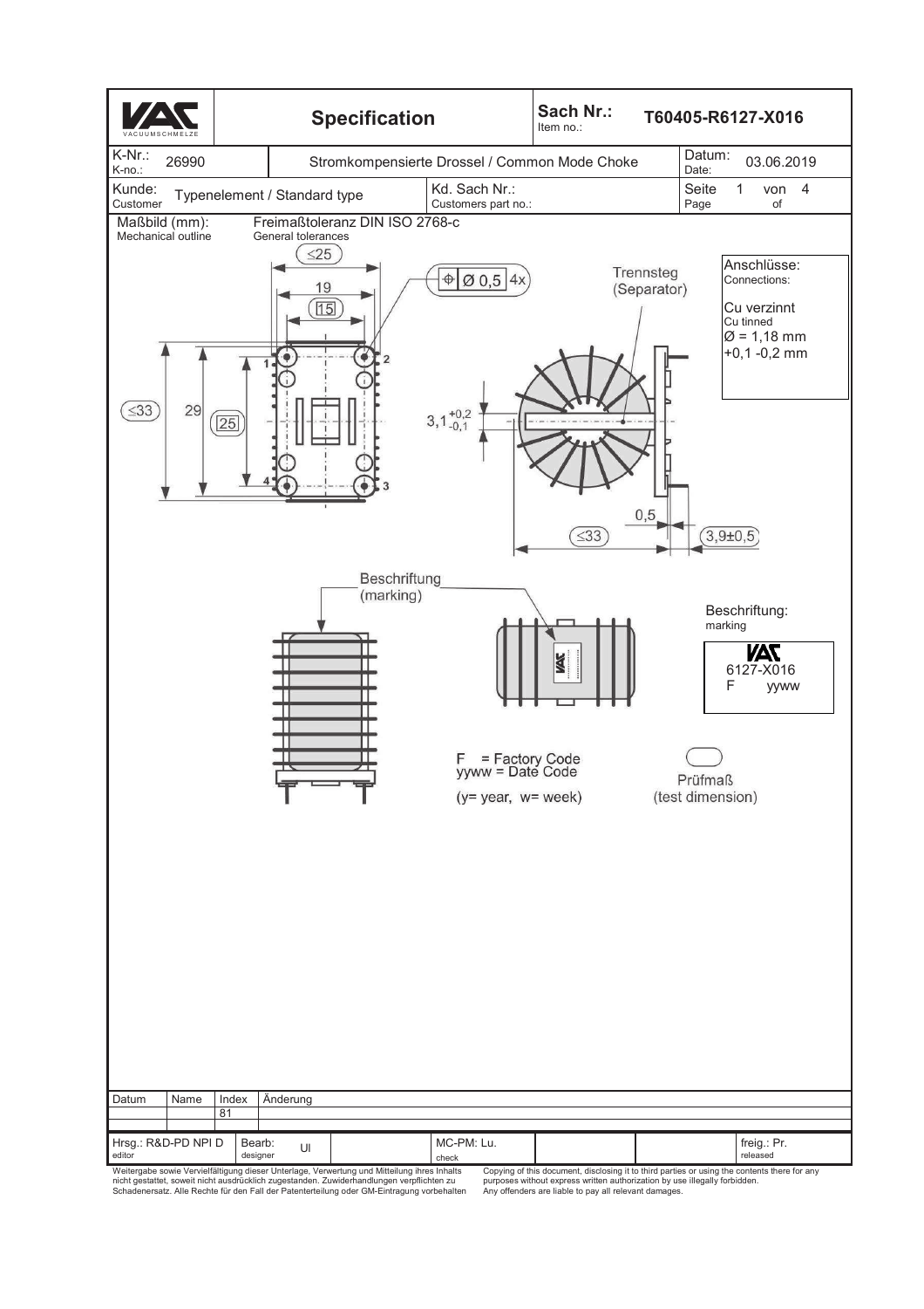| VAC VACUUMSCHMELZE | Specification | Sach Nr.: Item no.: | T60405-R6127-X016 |
|---|---|---|---|
| K-Nr.: K-no.: 26990 | Stromkompensierte Drossel / Common Mode Choke | | Datum: Date: 03.06.2019 |
| Kunde: Customer: Typenelement / Standard type | Kd. Sach Nr.: Customers part no.: | | Seite 1 von 4 Page of |

Maßbild (mm):
Mechanical outline

Freimaßtoleranz DIN ISO 2768-c
General tolerances

≤25, 19, 15, ≤33, 29, 25, Ø 0,5 4x, $3,1^{+0,2}_{-0,1}$, Trennsteg (Separator), ≤33, 0,5, 3,9±0,5

**Anschlüsse:**
Connections:

Cu verzinnt
Cu tinned
Ø = 1,18 mm
+0,1 -0,2 mm

Beschriftung (marking)

**Beschriftung:**
marking

VAC
6127-X016
F yyww

F = Factory Code
yyww = Date Code
(y= year, w= week)

Prüfmaß
(test dimension)

| Datum | Name | Index | Änderung |
|---|---|---|---|
| | | 81 | |

| Hrsg.: R&D-PD NPI D editor | Bearb: designer UI | MC-PM: Lu. check | freig.: Pr. released |
|---|---|---|---|

Weitergabe sowie Vervielfältigung dieser Unterlage, Verwertung und Mitteilung ihres Inhalts nicht gestattet, soweit nicht ausdrücklich zugestanden. Zuwiderhandlungen verpflichten zu Schadenersatz. Alle Rechte für den Fall der Patenterteilung oder GM-Eintragung vorbehalten

Copying of this document, disclosing it to third parties or using the contents there for any purposes without express written authorization by use illegally forbidden. Any offenders are liable to pay all relevant damages.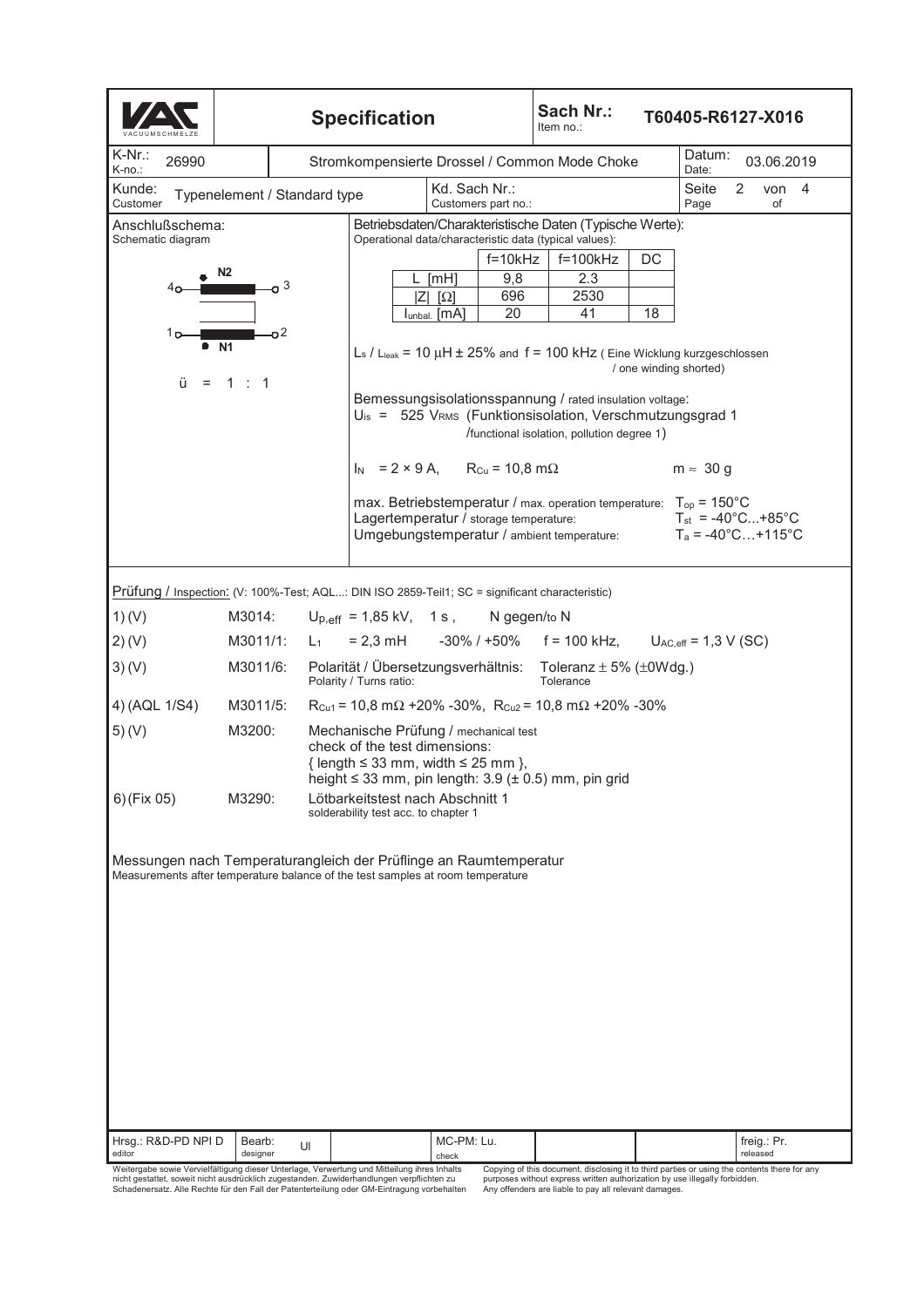| VAC VACUUMSCHMELZE | **Specification** | Sach Nr.: Item no.: | T60405-R6127-X016 |
|---|---|---|---|
| K-Nr.: K-no.: 26990 | Stromkompensierte Drossel / Common Mode Choke | Datum: Date: | 03.06.2019 |
| Kunde: Customer: Typenelement / Standard type | Kd. Sach Nr.: Customers part no.: | Seite Page | 2 von of 4 |

**Anschlußschema:**
Schematic diagram

4 —N2— 3

1 —N1— 2

ü = 1 : 1

**Betriebsdaten/Charakteristische Daten (Typische Werte):**
Operational data/characteristic data (typical values):

| | f=10kHz | f=100kHz | DC |
|---|---|---|---|
| L [mH] | 9,8 | 2.3 | |
| \|Z\| [Ω] | 696 | 2530 | |
| $I_{unbal.}$ [mA] | 20 | 41 | 18 |

$L_s$ / $L_{leak}$ = 10 µH ± 25% and f = 100 kHz ( Eine Wicklung kurzgeschlossen / one winding shorted)

Bemessungsisolationsspannung / rated insulation voltage:
$U_{is}$ = 525 $V_{RMS}$ (Funktionsisolation, Verschmutzungsgrad 1 /functional isolation, pollution degree 1)

$I_N$ = 2 × 9 A, $R_{Cu}$ = 10,8 mΩ m ≈ 30 g

max. Betriebstemperatur / max. operation temperature: $T_{op}$ = 150°C
Lagertemperatur / storage temperature: $T_{st}$ = -40°C...+85°C
Umgebungstemperatur / ambient temperature: $T_a$ = -40°C…+115°C

Prüfung / Inspection: (V: 100%-Test; AQL...: DIN ISO 2859-Teil1; SC = significant characteristic)

| | | |
|---|---|---|
| 1) (V) | M3014: | $U_{p,eff}$ = 1,85 kV, 1 s , N gegen/to N |
| 2) (V) | M3011/1: | $L_1$ = 2,3 mH -30% / +50% f = 100 kHz, $U_{AC,eff}$ = 1,3 V (SC) |
| 3) (V) | M3011/6: | Polarität / Übersetzungsverhältnis: Polarity / Turns ratio: Toleranz ± 5% (±0Wdg.) Tolerance |
| 4) (AQL 1/S4) | M3011/5: | $R_{Cu1}$ = 10,8 mΩ +20% -30%, $R_{Cu2}$ = 10,8 mΩ +20% -30% |
| 5) (V) | M3200: | Mechanische Prüfung / mechanical test check of the test dimensions: { length ≤ 33 mm, width ≤ 25 mm }, height ≤ 33 mm, pin length: 3.9 (± 0.5) mm, pin grid |
| 6) (Fix 05) | M3290: | Lötbarkeitstest nach Abschnitt 1 solderability test acc. to chapter 1 |

Messungen nach Temperaturangleich der Prüflinge an Raumtemperatur
Measurements after temperature balance of the test samples at room temperature

| Hrsg.: R&D-PD NPI D editor | Bearb: designer UI | | MC-PM: Lu. check | | | freig.: Pr. released |
|---|---|---|---|---|---|---|

Weitergabe sowie Vervielfältigung dieser Unterlage, Verwertung und Mitteilung ihres Inhalts nicht gestattet, soweit nicht ausdrücklich zugestanden. Zuwiderhandlungen verpflichten zu Schadenersatz. Alle Rechte für den Fall der Patenterteilung oder GM-Eintragung vorbehalten

Copying of this document, disclosing it to third parties or using the contents there for any purposes without express written authorization by use illegally forbidden. Any offenders are liable to pay all relevant damages.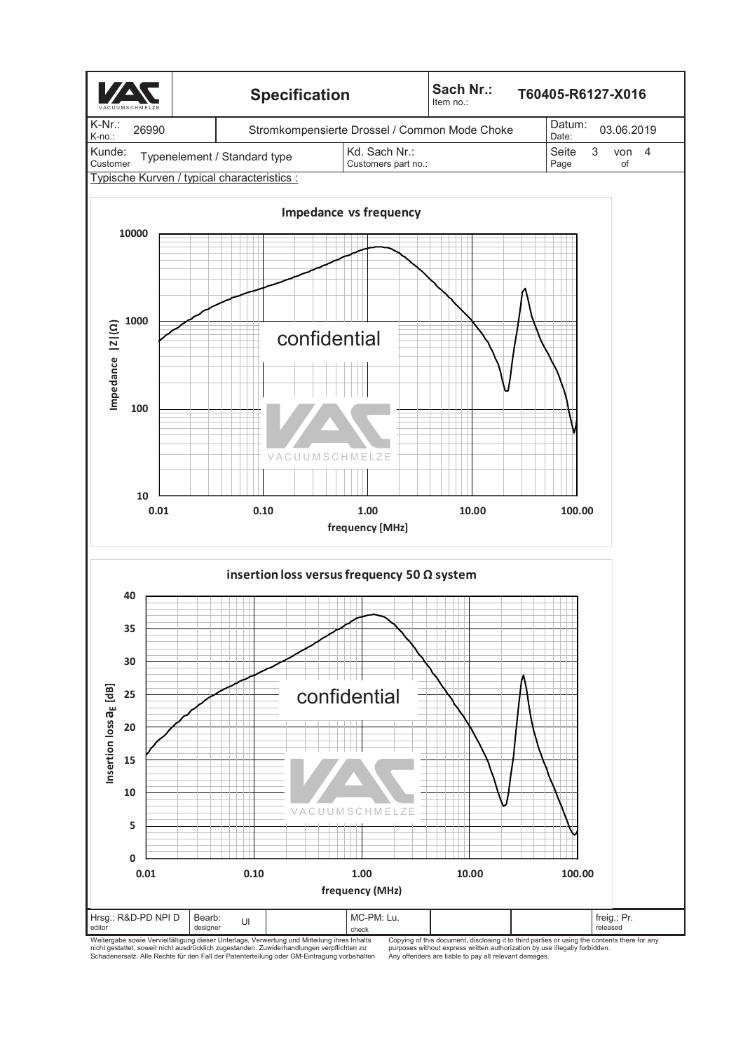| Specification | Sach Nr.: Item no.: | T60405-R6127-X016 |
| --- | --- | --- |

| K-Nr.: K-no.: 26990 | Stromkompensierte Drossel / Common Mode Choke | Datum: Date: 03.06.2019 |
| --- | --- | --- |
| Kunde: Customer: Typenelement / Standard type | Kd. Sach Nr.: Customers part no.: | Seite Page 3 von of 4 |

Typische Kurven / typical characteristics :

**Impedance vs frequency**

Impedance |Z|(Ω): 10, 100, 1000, 10000

frequency [MHz]: 0.01, 0.10, 1.00, 10.00, 100.00

confidential

VACUUMSCHMELZE

**insertion loss versus frequency 50 Ω system**

Insertion loss $a_E$ [dB]: 0, 5, 10, 15, 20, 25, 30, 35, 40

frequency (MHz): 0.01, 0.10, 1.00, 10.00, 100.00

confidential

VACUUMSCHMELZE

| Hrsg.: editor R&D-PD NPI D | Bearb.: designer Ul | | MC-PM: check Lu. | | | freig.: released Pr. |
| --- | --- | --- | --- | --- | --- | --- |

Weitergabe sowie Vervielfältigung dieser Unterlage, Verwertung und Mitteilung ihres Inhalts nicht gestattet, soweit nicht ausdrücklich zugestanden. Zuwiderhandlungen verpflichten zu Schadenersatz. Alle Rechte für den Fall der Patenterteilung oder GM-Eintragung vorbehalten

Copying of this document, disclosing it to third parties or using the contents there for any purposes without express written authorization by use illegally forbidden. Any offenders are liable to pay all relevant damages.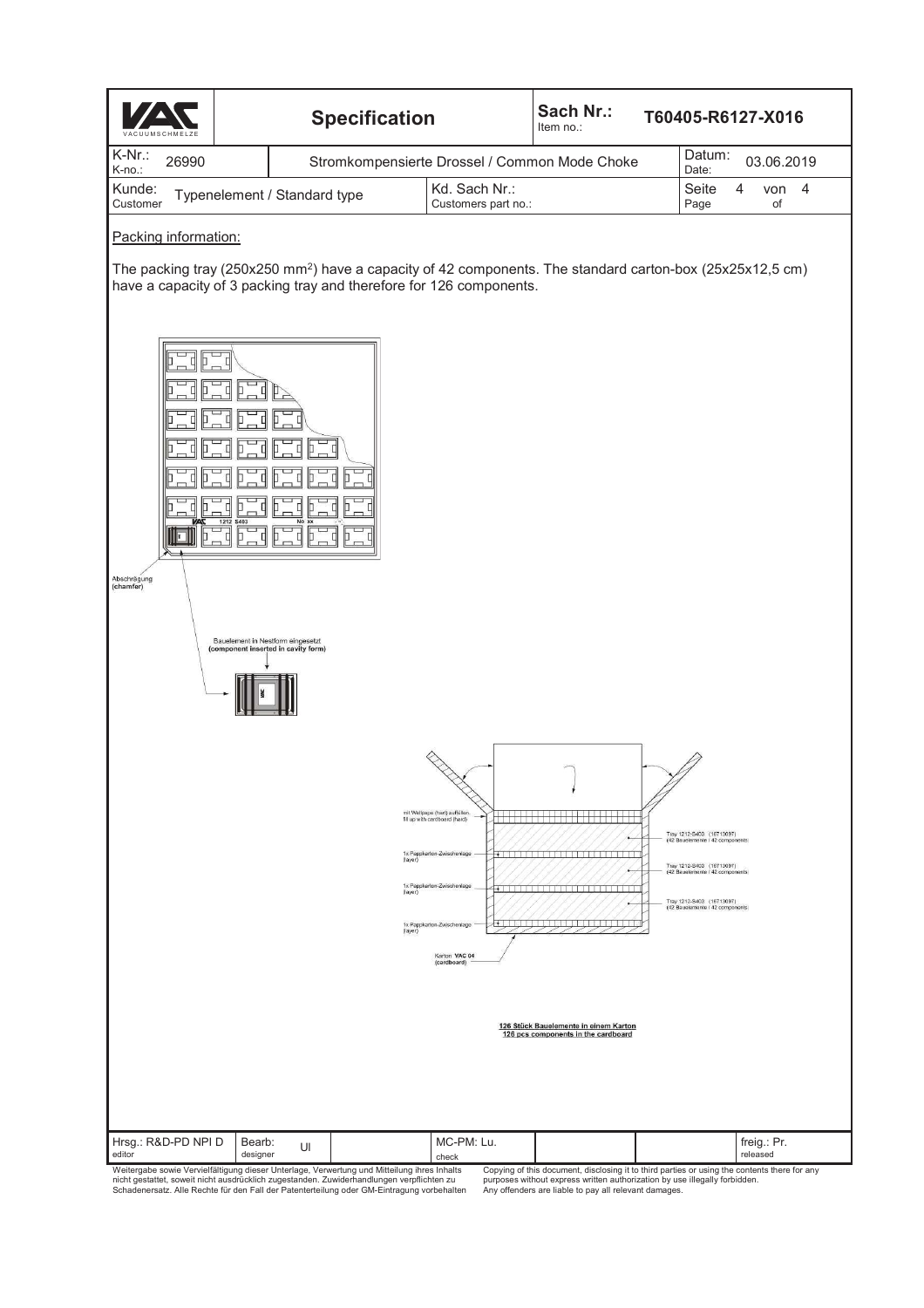| | | | | |
|---|---|---|---|---|
| VAC VACUUMSCHMELZE | **Specification** | | **Sach Nr.:** Item no.: | **T60405-R6127-X016** |
| K-Nr.: K-no.: 26990 | Stromkompensierte Drossel / Common Mode Choke | | | Datum: Date: 03.06.2019 |
| Kunde: Customer: Typenelement / Standard type | | Kd. Sach Nr.: Customers part no.: | | Seite Page 4 von of 4 |

Packing information:

The packing tray (250x250 mm$^2$) have a capacity of 42 components. The standard carton-box (25x25x12,5 cm) have a capacity of 3 packing tray and therefore for 126 components.

VAC 1212 S403 No xx

Abschrägung (chamfer)

Bauelement in Nestform eingesetzt (component inserted in cavity form)

mit Wellpape (hart) auffüllen. fill up with cardboard (hard)

1x Pappkarton-Zwischenlage (layer)

1x Pappkarton-Zwischenlage (layer)

1x Pappkarton-Zwischenlage (layer)

Karton VAC 04 (cardboard)

Tray 1212-S403 (16713697) (42 Bauelemente / 42 components)

Tray 1212-S403 (16713697) (42 Bauelemente / 42 components)

Tray 1212-S403 (16713697) (42 Bauelemente / 42 components)

126 Stück Bauelemente in einem Karton
126 pcs components in the cardboard

| | | | |
|---|---|---|---|
| Hrsg.: R&D-PD NPI D editor | Bearb.: designer Ul | MC-PM: Lu. check | freig.: Pr. released |

Weitergabe sowie Vervielfältigung dieser Unterlage, Verwertung und Mitteilung ihres Inhalts nicht gestattet, soweit nicht ausdrücklich zugestanden. Zuwiderhandlungen verpflichten zu Schadenersatz. Alle Rechte für den Fall der Patenterteilung oder GM-Eintragung vorbehalten

Copying of this document, disclosing it to third parties or using the contents there for any purposes without express written authorization by use illegally forbidden. Any offenders are liable to pay all relevant damages.